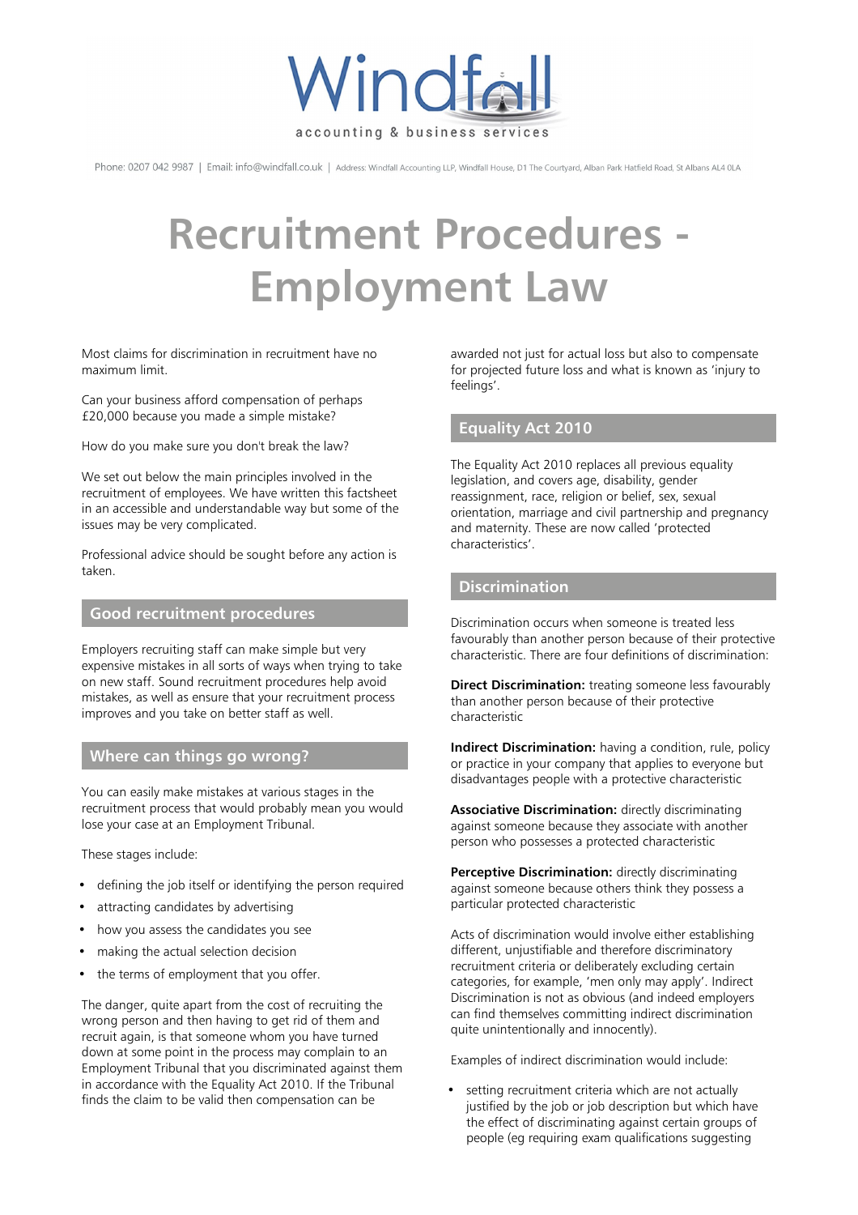Windfall accounting & business services

Phone: 0207 042 9987 | Email: info@windfall.co.uk | Address: Windfall Accounting LLP, Windfall House, D1 The Courtyard, Alban Park Hatfield Road, St Albans AL4 0LA

# Recruitment Procedures - Employment Law

Most claims for discrimination in recruitment have no maximum limit.

Can your business afford compensation of perhaps £20,000 because you made a simple mistake?

How do you make sure you don't break the law?

We set out below the main principles involved in the recruitment of employees. We have written this factsheet in an accessible and understandable way but some of the issues may be very complicated.

Professional advice should be sought before any action is taken.

## Good recruitment procedures

Employers recruiting staff can make simple but very expensive mistakes in all sorts of ways when trying to take on new staff. Sound recruitment procedures help avoid mistakes, as well as ensure that your recruitment process improves and you take on better staff as well.

## Where can things go wrong?

You can easily make mistakes at various stages in the recruitment process that would probably mean you would lose your case at an Employment Tribunal.

These stages include:

- defining the job itself or identifying the person required
- attracting candidates by advertising
- how you assess the candidates you see
- making the actual selection decision
- the terms of employment that you offer.

The danger, quite apart from the cost of recruiting the wrong person and then having to get rid of them and recruit again, is that someone whom you have turned down at some point in the process may complain to an Employment Tribunal that you discriminated against them in accordance with the Equality Act 2010. If the Tribunal finds the claim to be valid then compensation can be awarded not just for actual loss but also to compensate for projected future loss and what is known as 'injury to feelings'.

## Equality Act 2010

The Equality Act 2010 replaces all previous equality legislation, and covers age, disability, gender reassignment, race, religion or belief, sex, sexual orientation, marriage and civil partnership and pregnancy and maternity. These are now called 'protected characteristics'.

## Discrimination

Discrimination occurs when someone is treated less favourably than another person because of their protective characteristic. There are four definitions of discrimination:

**Direct Discrimination:** treating someone less favourably than another person because of their protective characteristic

**Indirect Discrimination:** having a condition, rule, policy or practice in your company that applies to everyone but disadvantages people with a protective characteristic

**Associative Discrimination:** directly discriminating against someone because they associate with another person who possesses a protected characteristic

**Perceptive Discrimination:** directly discriminating against someone because others think they possess a particular protected characteristic

Acts of discrimination would involve either establishing different, unjustifiable and therefore discriminatory recruitment criteria or deliberately excluding certain categories, for example, 'men only may apply'. Indirect Discrimination is not as obvious (and indeed employers can find themselves committing indirect discrimination quite unintentionally and innocently).

Examples of indirect discrimination would include:

- setting recruitment criteria which are not actually justified by the job or job description but which have the effect of discriminating against certain groups of people (eg requiring exam qualifications suggesting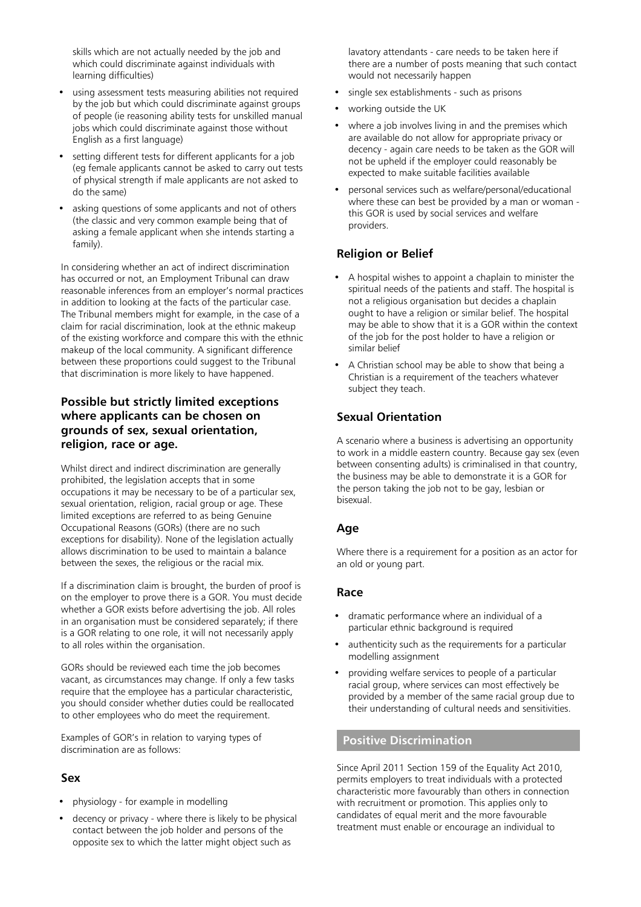skills which are not actually needed by the job and which could discriminate against individuals with learning difficulties)

- using assessment tests measuring abilities not required by the job but which could discriminate against groups of people (ie reasoning ability tests for unskilled manual jobs which could discriminate against those without English as a first language)
- setting different tests for different applicants for a job (eg female applicants cannot be asked to carry out tests of physical strength if male applicants are not asked to do the same)
- asking questions of some applicants and not of others (the classic and very common example being that of asking a female applicant when she intends starting a family).

In considering whether an act of indirect discrimination has occurred or not, an Employment Tribunal can draw reasonable inferences from an employer's normal practices in addition to looking at the facts of the particular case. The Tribunal members might for example, in the case of a claim for racial discrimination, look at the ethnic makeup of the existing workforce and compare this with the ethnic makeup of the local community. A significant difference between these proportions could suggest to the Tribunal that discrimination is more likely to have happened.

### Possible but strictly limited exceptions where applicants can be chosen on grounds of sex, sexual orientation, religion, race or age.

Whilst direct and indirect discrimination are generally prohibited, the legislation accepts that in some occupations it may be necessary to be of a particular sex, sexual orientation, religion, racial group or age. These limited exceptions are referred to as being Genuine Occupational Reasons (GORs) (there are no such exceptions for disability). None of the legislation actually allows discrimination to be used to maintain a balance between the sexes, the religious or the racial mix.

If a discrimination claim is brought, the burden of proof is on the employer to prove there is a GOR. You must decide whether a GOR exists before advertising the job. All roles in an organisation must be considered separately; if there is a GOR relating to one role, it will not necessarily apply to all roles within the organisation.

GORs should be reviewed each time the job becomes vacant, as circumstances may change. If only a few tasks require that the employee has a particular characteristic, you should consider whether duties could be reallocated to other employees who do meet the requirement.

Examples of GOR's in relation to varying types of discrimination are as follows:

### Sex

- physiology - for example in modelling
- decency or privacy - where there is likely to be physical contact between the job holder and persons of the opposite sex to which the latter might object such as lavatory attendants - care needs to be taken here if there are a number of posts meaning that such contact would not necessarily happen
- single sex establishments - such as prisons
- working outside the UK
- where a job involves living in and the premises which are available do not allow for appropriate privacy or decency - again care needs to be taken as the GOR will not be upheld if the employer could reasonably be expected to make suitable facilities available
- personal services such as welfare/personal/educational where these can best be provided by a man or woman - this GOR is used by social services and welfare providers.

### Religion or Belief

- A hospital wishes to appoint a chaplain to minister the spiritual needs of the patients and staff. The hospital is not a religious organisation but decides a chaplain ought to have a religion or similar belief. The hospital may be able to show that it is a GOR within the context of the job for the post holder to have a religion or similar belief
- A Christian school may be able to show that being a Christian is a requirement of the teachers whatever subject they teach.

### Sexual Orientation

A scenario where a business is advertising an opportunity to work in a middle eastern country. Because gay sex (even between consenting adults) is criminalised in that country, the business may be able to demonstrate it is a GOR for the person taking the job not to be gay, lesbian or bisexual.

### Age

Where there is a requirement for a position as an actor for an old or young part.

### Race

- dramatic performance where an individual of a particular ethnic background is required
- authenticity such as the requirements for a particular modelling assignment
- providing welfare services to people of a particular racial group, where services can most effectively be provided by a member of the same racial group due to their understanding of cultural needs and sensitivities.

## Positive Discrimination

Since April 2011 Section 159 of the Equality Act 2010, permits employers to treat individuals with a protected characteristic more favourably than others in connection with recruitment or promotion. This applies only to candidates of equal merit and the more favourable treatment must enable or encourage an individual to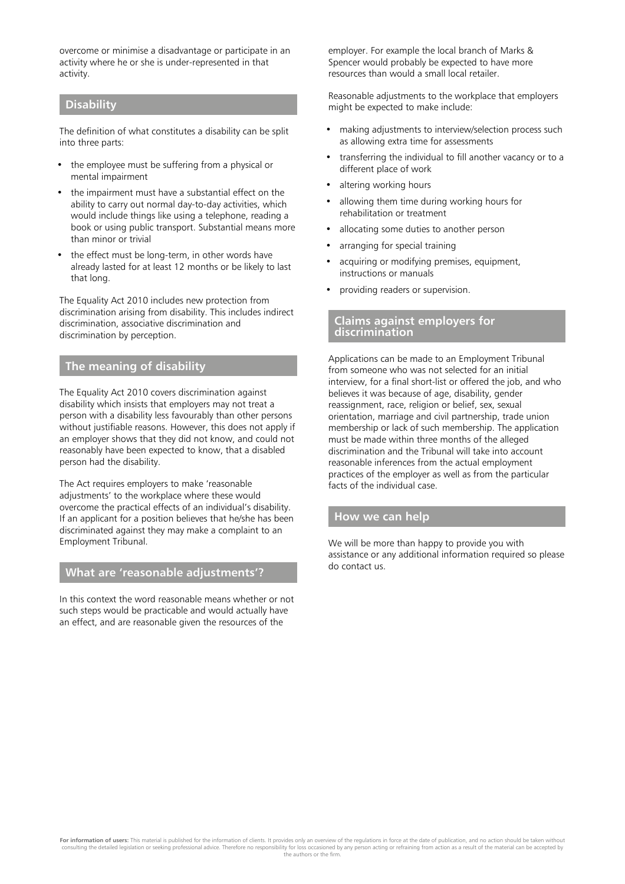overcome or minimise a disadvantage or participate in an activity where he or she is under-represented in that activity.

## Disability

The definition of what constitutes a disability can be split into three parts:

- the employee must be suffering from a physical or mental impairment
- the impairment must have a substantial effect on the ability to carry out normal day-to-day activities, which would include things like using a telephone, reading a book or using public transport. Substantial means more than minor or trivial
- the effect must be long-term, in other words have already lasted for at least 12 months or be likely to last that long.

The Equality Act 2010 includes new protection from discrimination arising from disability. This includes indirect discrimination, associative discrimination and discrimination by perception.

## The meaning of disability

The Equality Act 2010 covers discrimination against disability which insists that employers may not treat a person with a disability less favourably than other persons without justifiable reasons. However, this does not apply if an employer shows that they did not know, and could not reasonably have been expected to know, that a disabled person had the disability.

The Act requires employers to make 'reasonable adjustments' to the workplace where these would overcome the practical effects of an individual's disability. If an applicant for a position believes that he/she has been discriminated against they may make a complaint to an Employment Tribunal.

## What are 'reasonable adjustments'?

In this context the word reasonable means whether or not such steps would be practicable and would actually have an effect, and are reasonable given the resources of the employer. For example the local branch of Marks & Spencer would probably be expected to have more resources than would a small local retailer.

Reasonable adjustments to the workplace that employers might be expected to make include:

- making adjustments to interview/selection process such as allowing extra time for assessments
- transferring the individual to fill another vacancy or to a different place of work
- altering working hours
- allowing them time during working hours for rehabilitation or treatment
- allocating some duties to another person
- arranging for special training
- acquiring or modifying premises, equipment, instructions or manuals
- providing readers or supervision.

## Claims against employers for discrimination

Applications can be made to an Employment Tribunal from someone who was not selected for an initial interview, for a final short-list or offered the job, and who believes it was because of age, disability, gender reassignment, race, religion or belief, sex, sexual orientation, marriage and civil partnership, trade union membership or lack of such membership. The application must be made within three months of the alleged discrimination and the Tribunal will take into account reasonable inferences from the actual employment practices of the employer as well as from the particular facts of the individual case.

## How we can help

We will be more than happy to provide you with assistance or any additional information required so please do contact us.

**For information of users:** This material is published for the information of clients. It provides only an overview of the regulations in force at the date of publication, and no action should be taken without consulting the detailed legislation or seeking professional advice. Therefore no responsibility for loss occasioned by any person acting or refraining from action as a result of the material can be accepted by the authors or the firm.